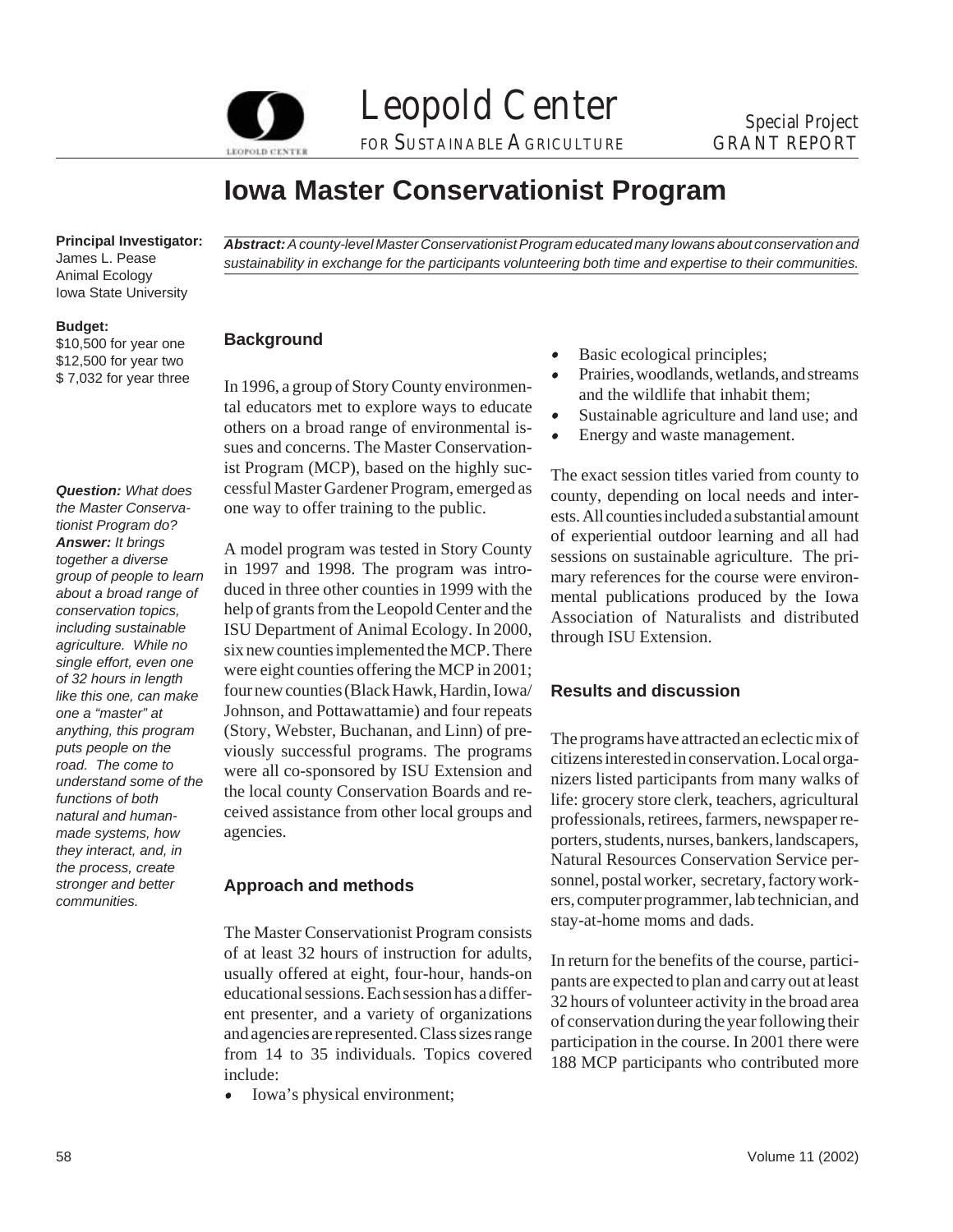Leopold Center FOR SUSTAINABLE AGRICULTURE

Special Project GRANT REPORT

# Iowa Master Conservationist Program

**Principal Investigator:**
James L. Pease
Animal Ecology
Iowa State University

**Budget:**
\$10,500 for year one
\$12,500 for year two
\$ 7,032 for year three

***Abstract:*** *A county-level Master Conservationist Program educated many Iowans about conservation and sustainability in exchange for the participants volunteering both time and expertise to their communities.*

***Question:*** *What does the Master Conservationist Program do?*
***Answer:*** *It brings together a diverse group of people to learn about a broad range of conservation topics, including sustainable agriculture. While no single effort, even one of 32 hours in length like this one, can make one a "master" at anything, this program puts people on the road. The come to understand some of the functions of both natural and human-made systems, how they interact, and, in the process, create stronger and better communities.*

## Background

In 1996, a group of Story County environmental educators met to explore ways to educate others on a broad range of environmental issues and concerns. The Master Conservationist Program (MCP), based on the highly successful Master Gardener Program, emerged as one way to offer training to the public.

A model program was tested in Story County in 1997 and 1998. The program was introduced in three other counties in 1999 with the help of grants from the Leopold Center and the ISU Department of Animal Ecology. In 2000, six new counties implemented the MCP. There were eight counties offering the MCP in 2001; four new counties (Black Hawk, Hardin, Iowa/Johnson, and Pottawattamie) and four repeats (Story, Webster, Buchanan, and Linn) of previously successful programs. The programs were all co-sponsored by ISU Extension and the local county Conservation Boards and received assistance from other local groups and agencies.

## Approach and methods

The Master Conservationist Program consists of at least 32 hours of instruction for adults, usually offered at eight, four-hour, hands-on educational sessions. Each session has a different presenter, and a variety of organizations and agencies are represented. Class sizes range from 14 to 35 individuals. Topics covered include:

- Iowa's physical environment;
- Basic ecological principles;
- Prairies, woodlands, wetlands, and streams and the wildlife that inhabit them;
- Sustainable agriculture and land use; and
- Energy and waste management.

The exact session titles varied from county to county, depending on local needs and interests. All counties included a substantial amount of experiential outdoor learning and all had sessions on sustainable agriculture. The primary references for the course were environmental publications produced by the Iowa Association of Naturalists and distributed through ISU Extension.

## Results and discussion

The programs have attracted an eclectic mix of citizens interested in conservation. Local organizers listed participants from many walks of life: grocery store clerk, teachers, agricultural professionals, retirees, farmers, newspaper reporters, students, nurses, bankers, landscapers, Natural Resources Conservation Service personnel, postal worker, secretary, factory workers, computer programmer, lab technician, and stay-at-home moms and dads.

In return for the benefits of the course, participants are expected to plan and carry out at least 32 hours of volunteer activity in the broad area of conservation during the year following their participation in the course. In 2001 there were 188 MCP participants who contributed more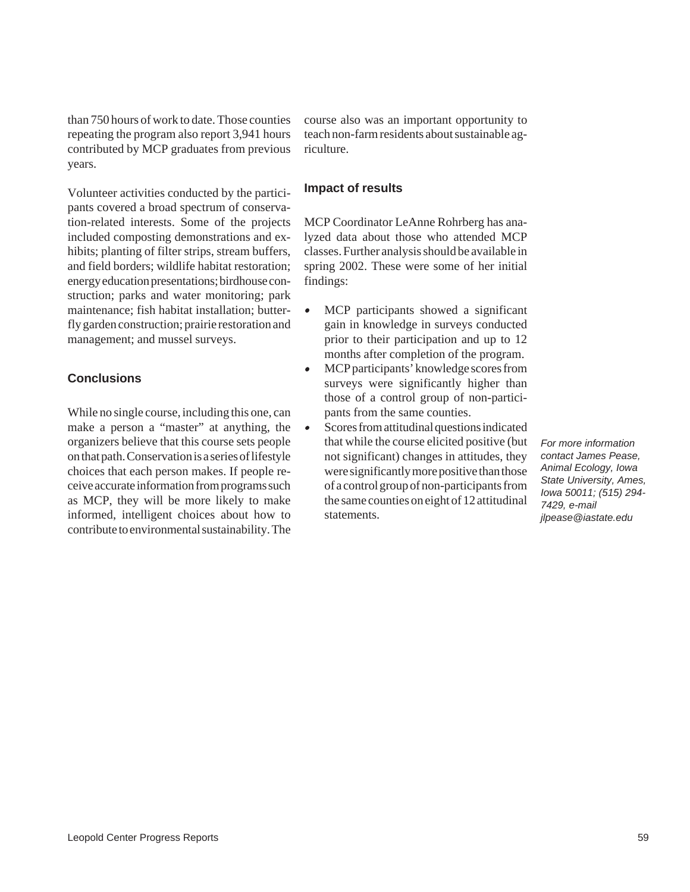than 750 hours of work to date. Those counties repeating the program also report 3,941 hours contributed by MCP graduates from previous years.

Volunteer activities conducted by the participants covered a broad spectrum of conservation-related interests. Some of the projects included composting demonstrations and exhibits; planting of filter strips, stream buffers, and field borders; wildlife habitat restoration; energy education presentations; birdhouse construction; parks and water monitoring; park maintenance; fish habitat installation; butterfly garden construction; prairie restoration and management; and mussel surveys.

## Conclusions

While no single course, including this one, can make a person a "master" at anything, the organizers believe that this course sets people on that path. Conservation is a series of lifestyle choices that each person makes. If people receive accurate information from programs such as MCP, they will be more likely to make informed, intelligent choices about how to contribute to environmental sustainability. The course also was an important opportunity to teach non-farm residents about sustainable agriculture.

## Impact of results

MCP Coordinator LeAnne Rohrberg has analyzed data about those who attended MCP classes. Further analysis should be available in spring 2002. These were some of her initial findings:

- MCP participants showed a significant gain in knowledge in surveys conducted prior to their participation and up to 12 months after completion of the program.
- MCP participants' knowledge scores from surveys were significantly higher than those of a control group of non-participants from the same counties.
- Scores from attitudinal questions indicated that while the course elicited positive (but not significant) changes in attitudes, they were significantly more positive than those of a control group of non-participants from the same counties on eight of 12 attitudinal statements.

*For more information contact James Pease, Animal Ecology, Iowa State University, Ames, Iowa 50011; (515) 294-7429, e-mail jlpease@iastate.edu*